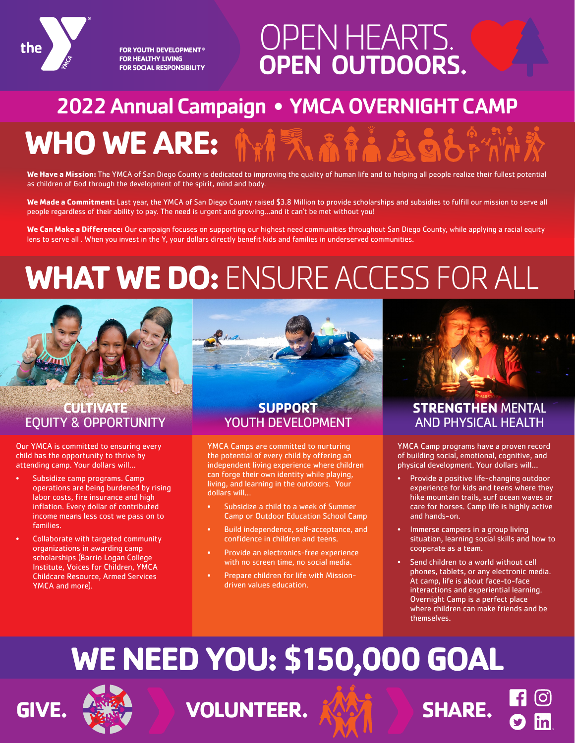FOR YOUTH DEVELOPMENT®
FOR HEALTHY LIVING
FOR SOCIAL RESPONSIBILITY

# OPEN HEARTS. OPEN OUTDOORS.

## 2022 Annual Campaign • YMCA OVERNIGHT CAMP

## WHO WE ARE:

**We Have a Mission:** The YMCA of San Diego County is dedicated to improving the quality of human life and to helping all people realize their fullest potential as children of God through the development of the spirit, mind and body.

**We Made a Commitment:** Last year, the YMCA of San Diego County raised $3.8 Million to provide scholarships and subsidies to fulfill our mission to serve all people regardless of their ability to pay. The need is urgent and growing...and it can't be met without you!

**We Can Make a Difference:** Our campaign focuses on supporting our highest need communities throughout San Diego County, while applying a racial equity lens to serve all . When you invest in the Y, your dollars directly benefit kids and families in underserved communities.

## WHAT WE DO: ENSURE ACCESS FOR ALL

### CULTIVATE EQUITY & OPPORTUNITY

Our YMCA is committed to ensuring every child has the opportunity to thrive by attending camp. Your dollars will...

- Subsidize camp programs. Camp operations are being burdened by rising labor costs, fire insurance and high inflation. Every dollar of contributed income means less cost we pass on to families.
- Collaborate with targeted community organizations in awarding camp scholarships (Barrio Logan College Institute, Voices for Children, YMCA Childcare Resource, Armed Services YMCA and more).

### SUPPORT YOUTH DEVELOPMENT

YMCA Camps are committed to nurturing the potential of every child by offering an independent living experience where children can forge their own identity while playing, living, and learning in the outdoors. Your dollars will...

- Subsidize a child to a week of Summer Camp or Outdoor Education School Camp
- Build independence, self-acceptance, and confidence in children and teens.
- Provide an electronics-free experience with no screen time, no social media.
- Prepare children for life with Mission-driven values education.

### STRENGTHEN MENTAL AND PHYSICAL HEALTH

YMCA Camp programs have a proven record of building social, emotional, cognitive, and physical development. Your dollars will...

- Provide a positive life-changing outdoor experience for kids and teens where they hike mountain trails, surf ocean waves or care for horses. Camp life is highly active and hands-on.
- Immerse campers in a group living situation, learning social skills and how to cooperate as a team.
- Send children to a world without cell phones, tablets, or any electronic media. At camp, life is about face-to-face interactions and experiential learning. Overnight Camp is a perfect place where children can make friends and be themselves.

## WE NEED YOU: $150,000 GOAL

**GIVE. VOLUNTEER. SHARE.**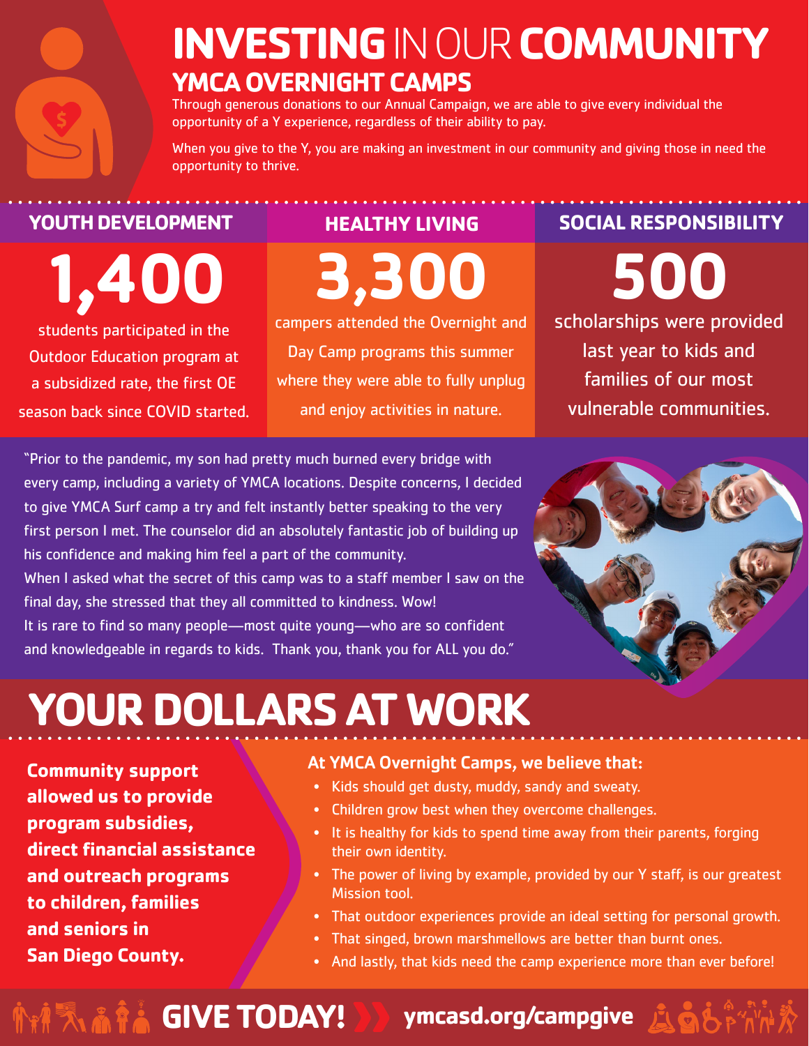# INVESTING IN OUR COMMUNITY

## YMCA OVERNIGHT CAMPS

Through generous donations to our Annual Campaign, we are able to give every individual the opportunity of a Y experience, regardless of their ability to pay.

When you give to the Y, you are making an investment in our community and giving those in need the opportunity to thrive.

### YOUTH DEVELOPMENT

**1,400**

students participated in the Outdoor Education program at a subsidized rate, the first OE season back since COVID started.

### HEALTHY LIVING

**3,300**

campers attended the Overnight and Day Camp programs this summer where they were able to fully unplug and enjoy activities in nature.

### SOCIAL RESPONSIBILITY

**500**

scholarships were provided last year to kids and families of our most vulnerable communities.

"Prior to the pandemic, my son had pretty much burned every bridge with every camp, including a variety of YMCA locations. Despite concerns, I decided to give YMCA Surf camp a try and felt instantly better speaking to the very first person I met. The counselor did an absolutely fantastic job of building up his confidence and making him feel a part of the community.
When I asked what the secret of this camp was to a staff member I saw on the final day, she stressed that they all committed to kindness. Wow!
It is rare to find so many people—most quite young—who are so confident and knowledgeable in regards to kids. Thank you, thank you for ALL you do."

# YOUR DOLLARS AT WORK

**Community support allowed us to provide program subsidies, direct financial assistance and outreach programs to children, families and seniors in San Diego County.**

**At YMCA Overnight Camps, we believe that:**

- Kids should get dusty, muddy, sandy and sweaty.
- Children grow best when they overcome challenges.
- It is healthy for kids to spend time away from their parents, forging their own identity.
- The power of living by example, provided by our Y staff, is our greatest Mission tool.
- That outdoor experiences provide an ideal setting for personal growth.
- That singed, brown marshmellows are better than burnt ones.
- And lastly, that kids need the camp experience more than ever before!

**GIVE TODAY!** ymcasd.org/campgive